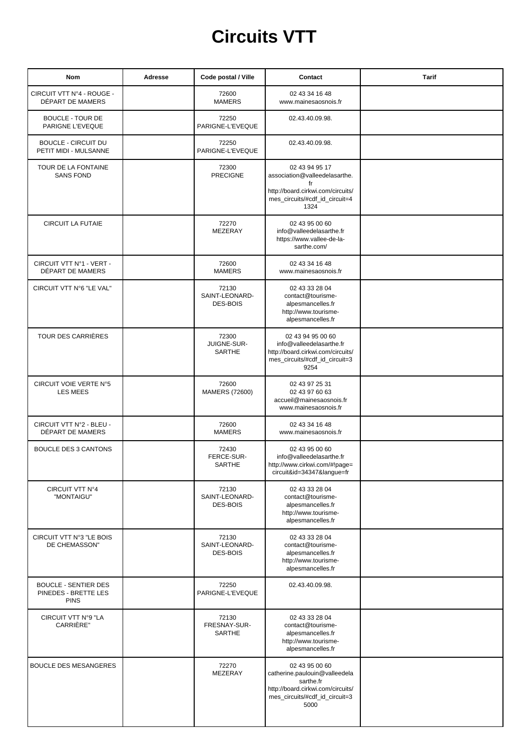# Circuits VTT

| Nom | Adresse | Code postal / Ville | Contact | Tarif |
|---|---|---|---|---|
| CIRCUIT VTT N°4 - ROUGE - DÉPART DE MAMERS | | 72600 MAMERS | 02 43 34 16 48 www.mainesaosnois.fr | |
| BOUCLE - TOUR DE PARIGNE L'EVEQUE | | 72250 PARIGNE-L'EVEQUE | 02.43.40.09.98. | |
| BOUCLE - CIRCUIT DU PETIT MIDI - MULSANNE | | 72250 PARIGNE-L'EVEQUE | 02.43.40.09.98. | |
| TOUR DE LA FONTAINE SANS FOND | | 72300 PRECIGNE | 02 43 94 95 17 association@valleedelasarthe.fr http://board.cirkwi.com/circuits/mes_circuits/#cdf_id_circuit=41324 | |
| CIRCUIT LA FUTAIE | | 72270 MEZERAY | 02 43 95 00 60 info@valleedelasarthe.fr https://www.vallee-de-la-sarthe.com/ | |
| CIRCUIT VTT N°1 - VERT - DÉPART DE MAMERS | | 72600 MAMERS | 02 43 34 16 48 www.mainesaosnois.fr | |
| CIRCUIT VTT N°6 "LE VAL" | | 72130 SAINT-LEONARD-DES-BOIS | 02 43 33 28 04 contact@tourisme-alpesmancelles.fr http://www.tourisme-alpesmancelles.fr | |
| TOUR DES CARRIÈRES | | 72300 JUIGNE-SUR-SARTHE | 02 43 94 95 00 60 info@valleedelasarthe.fr http://board.cirkwi.com/circuits/mes_circuits/#cdf_id_circuit=39254 | |
| CIRCUIT VOIE VERTE N°5 LES MEES | | 72600 MAMERS (72600) | 02 43 97 25 31 02 43 97 60 63 accueil@mainesaosnois.fr www.mainesaosnois.fr | |
| CIRCUIT VTT N°2 - BLEU - DÉPART DE MAMERS | | 72600 MAMERS | 02 43 34 16 48 www.mainesaosnois.fr | |
| BOUCLE DES 3 CANTONS | | 72430 FERCE-SUR-SARTHE | 02 43 95 00 60 info@valleedelasarthe.fr http://www.cirkwi.com/#!page=circuit&id=34347&langue=fr | |
| CIRCUIT VTT N°4 "MONTAIGU" | | 72130 SAINT-LEONARD-DES-BOIS | 02 43 33 28 04 contact@tourisme-alpesmancelles.fr http://www.tourisme-alpesmancelles.fr | |
| CIRCUIT VTT N°3 "LE BOIS DE CHEMASSON" | | 72130 SAINT-LEONARD-DES-BOIS | 02 43 33 28 04 contact@tourisme-alpesmancelles.fr http://www.tourisme-alpesmancelles.fr | |
| BOUCLE - SENTIER DES PINEDES - BRETTE LES PINS | | 72250 PARIGNE-L'EVEQUE | 02.43.40.09.98. | |
| CIRCUIT VTT N°9 "LA CARRIÈRE" | | 72130 FRESNAY-SUR-SARTHE | 02 43 33 28 04 contact@tourisme-alpesmancelles.fr http://www.tourisme-alpesmancelles.fr | |
| BOUCLE DES MESANGERES | | 72270 MEZERAY | 02 43 95 00 60 catherine.paulouin@valleedelasarthe.fr http://board.cirkwi.com/circuits/mes_circuits/#cdf_id_circuit=35000 | |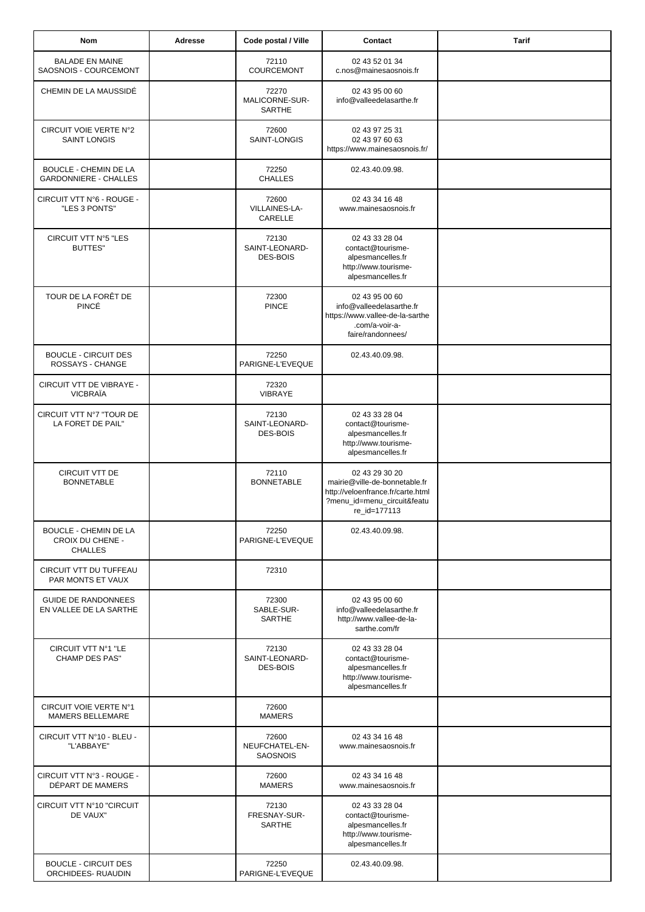| Nom | Adresse | Code postal / Ville | Contact | Tarif |
| --- | --- | --- | --- | --- |
| BALADE EN MAINE SAOSNOIS - COURCEMONT | | 72110 COURCEMONT | 02 43 52 01 34 c.nos@mainesaosnois.fr | |
| CHEMIN DE LA MAUSSIDÉ | | 72270 MALICORNE-SUR-SARTHE | 02 43 95 00 60 info@valleedelasarthe.fr | |
| CIRCUIT VOIE VERTE N°2 SAINT LONGIS | | 72600 SAINT-LONGIS | 02 43 97 25 31 02 43 97 60 63 https://www.mainesaosnois.fr/ | |
| BOUCLE - CHEMIN DE LA GARDONNIERE - CHALLES | | 72250 CHALLES | 02.43.40.09.98. | |
| CIRCUIT VTT N°6 - ROUGE - "LES 3 PONTS" | | 72600 VILLAINES-LA-CARELLE | 02 43 34 16 48 www.mainesaosnois.fr | |
| CIRCUIT VTT N°5 "LES BUTTES" | | 72130 SAINT-LEONARD-DES-BOIS | 02 43 33 28 04 contact@tourisme-alpesmancelles.fr http://www.tourisme-alpesmancelles.fr | |
| TOUR DE LA FORÊT DE PINCÉ | | 72300 PINCE | 02 43 95 00 60 info@valleedelasarthe.fr https://www.vallee-de-la-sarthe.com/a-voir-a-faire/randonnees/ | |
| BOUCLE - CIRCUIT DES ROSSAYS - CHANGE | | 72250 PARIGNE-L'EVEQUE | 02.43.40.09.98. | |
| CIRCUIT VTT DE VIBRAYE - VICBRAÏA | | 72320 VIBRAYE | | |
| CIRCUIT VTT N°7 "TOUR DE LA FORET DE PAIL" | | 72130 SAINT-LEONARD-DES-BOIS | 02 43 33 28 04 contact@tourisme-alpesmancelles.fr http://www.tourisme-alpesmancelles.fr | |
| CIRCUIT VTT DE BONNETABLE | | 72110 BONNETABLE | 02 43 29 30 20 mairie@ville-de-bonnetable.fr http://veloenfrance.fr/carte.html?menu_id=menu_circuit&feature_id=177113 | |
| BOUCLE - CHEMIN DE LA CROIX DU CHENE - CHALLES | | 72250 PARIGNE-L'EVEQUE | 02.43.40.09.98. | |
| CIRCUIT VTT DU TUFFEAU PAR MONTS ET VAUX | | 72310 | | |
| GUIDE DE RANDONNEES EN VALLEE DE LA SARTHE | | 72300 SABLE-SUR-SARTHE | 02 43 95 00 60 info@valleedelasarthe.fr http://www.vallee-de-la-sarthe.com/fr | |
| CIRCUIT VTT N°1 "LE CHAMP DES PAS" | | 72130 SAINT-LEONARD-DES-BOIS | 02 43 33 28 04 contact@tourisme-alpesmancelles.fr http://www.tourisme-alpesmancelles.fr | |
| CIRCUIT VOIE VERTE N°1 MAMERS BELLEMARE | | 72600 MAMERS | | |
| CIRCUIT VTT N°10 - BLEU - "L'ABBAYE" | | 72600 NEUFCHATEL-EN-SAOSNOIS | 02 43 34 16 48 www.mainesaosnois.fr | |
| CIRCUIT VTT N°3 - ROUGE - DÉPART DE MAMERS | | 72600 MAMERS | 02 43 34 16 48 www.mainesaosnois.fr | |
| CIRCUIT VTT N°10 "CIRCUIT DE VAUX" | | 72130 FRESNAY-SUR-SARTHE | 02 43 33 28 04 contact@tourisme-alpesmancelles.fr http://www.tourisme-alpesmancelles.fr | |
| BOUCLE - CIRCUIT DES ORCHIDEES- RUAUDIN | | 72250 PARIGNE-L'EVEQUE | 02.43.40.09.98. | |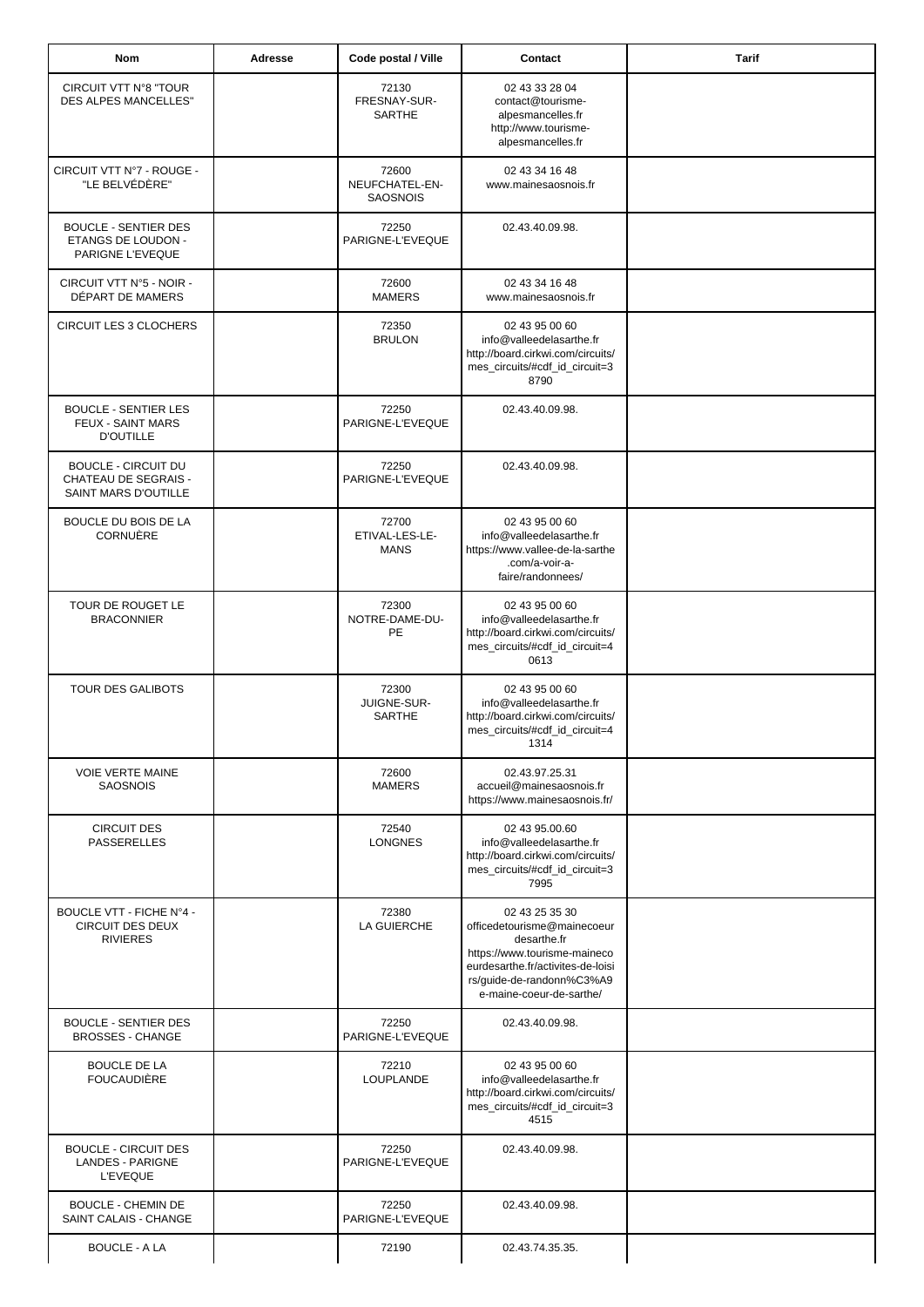| Nom | Adresse | Code postal / Ville | Contact | Tarif |
|---|---|---|---|---|
| CIRCUIT VTT N°8 "TOUR DES ALPES MANCELLES" | | 72130 FRESNAY-SUR-SARTHE | 02 43 33 28 04 contact@tourisme-alpesmancelles.fr http://www.tourisme-alpesmancelles.fr | |
| CIRCUIT VTT N°7 - ROUGE - "LE BELVÉDÈRE" | | 72600 NEUFCHATEL-EN-SAOSNOIS | 02 43 34 16 48 www.mainesaosnois.fr | |
| BOUCLE - SENTIER DES ETANGS DE LOUDON - PARIGNE L'EVEQUE | | 72250 PARIGNE-L'EVEQUE | 02.43.40.09.98. | |
| CIRCUIT VTT N°5 - NOIR - DÉPART DE MAMERS | | 72600 MAMERS | 02 43 34 16 48 www.mainesaosnois.fr | |
| CIRCUIT LES 3 CLOCHERS | | 72350 BRULON | 02 43 95 00 60 info@valleedelasarthe.fr http://board.cirkwi.com/circuits/mes_circuits/#cdf_id_circuit=38790 | |
| BOUCLE - SENTIER LES FEUX - SAINT MARS D'OUTILLE | | 72250 PARIGNE-L'EVEQUE | 02.43.40.09.98. | |
| BOUCLE - CIRCUIT DU CHATEAU DE SEGRAIS - SAINT MARS D'OUTILLE | | 72250 PARIGNE-L'EVEQUE | 02.43.40.09.98. | |
| BOUCLE DU BOIS DE LA CORNUÈRE | | 72700 ETIVAL-LES-LE-MANS | 02 43 95 00 60 info@valleedelasarthe.fr https://www.vallee-de-la-sarthe.com/a-voir-a-faire/randonnees/ | |
| TOUR DE ROUGET LE BRACONNIER | | 72300 NOTRE-DAME-DU-PE | 02 43 95 00 60 info@valleedelasarthe.fr http://board.cirkwi.com/circuits/mes_circuits/#cdf_id_circuit=40613 | |
| TOUR DES GALIBOTS | | 72300 JUIGNE-SUR-SARTHE | 02 43 95 00 60 info@valleedelasarthe.fr http://board.cirkwi.com/circuits/mes_circuits/#cdf_id_circuit=41314 | |
| VOIE VERTE MAINE SAOSNOIS | | 72600 MAMERS | 02.43.97.25.31 accueil@mainesaosnois.fr https://www.mainesaosnois.fr/ | |
| CIRCUIT DES PASSERELLES | | 72540 LONGNES | 02 43 95.00.60 info@valleedelasarthe.fr http://board.cirkwi.com/circuits/mes_circuits/#cdf_id_circuit=37995 | |
| BOUCLE VTT - FICHE N°4 - CIRCUIT DES DEUX RIVIERES | | 72380 LA GUIERCHE | 02 43 25 35 30 officedetourisme@mainecoeurdesarthe.fr https://www.tourisme-mainecoeurdesarthe.fr/activites-de-loisirs/guide-de-randonn%C3%A9e-maine-coeur-de-sarthe/ | |
| BOUCLE - SENTIER DES BROSSES - CHANGE | | 72250 PARIGNE-L'EVEQUE | 02.43.40.09.98. | |
| BOUCLE DE LA FOUCAUDIÈRE | | 72210 LOUPLANDE | 02 43 95 00 60 info@valleedelasarthe.fr http://board.cirkwi.com/circuits/mes_circuits/#cdf_id_circuit=34515 | |
| BOUCLE - CIRCUIT DES LANDES - PARIGNE L'EVEQUE | | 72250 PARIGNE-L'EVEQUE | 02.43.40.09.98. | |
| BOUCLE - CHEMIN DE SAINT CALAIS - CHANGE | | 72250 PARIGNE-L'EVEQUE | 02.43.40.09.98. | |
| BOUCLE - A LA | | 72190 | 02.43.74.35.35. | |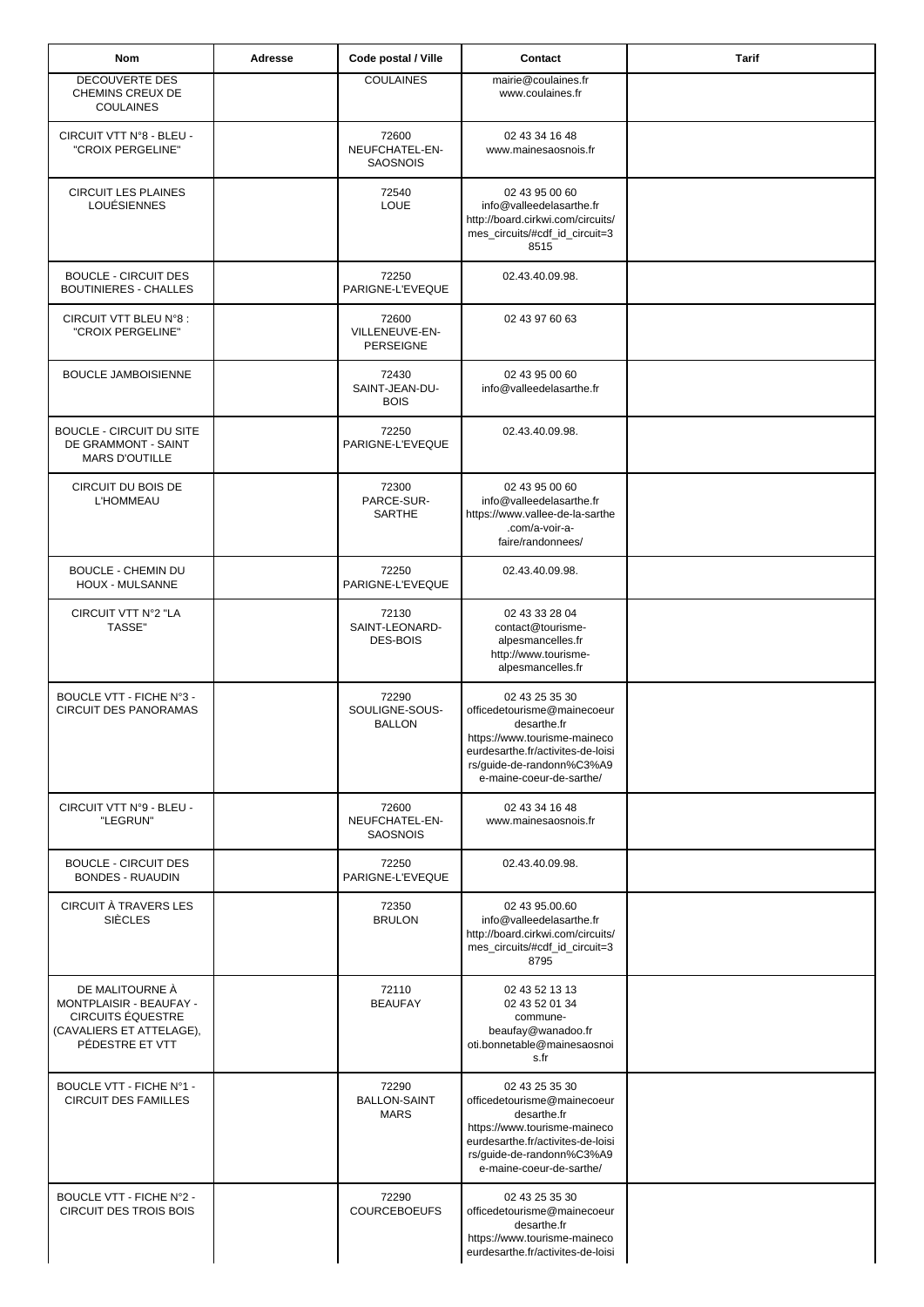| Nom | Adresse | Code postal / Ville | Contact | Tarif |
| --- | --- | --- | --- | --- |
| DECOUVERTE DES CHEMINS CREUX DE COULAINES | | COULAINES | mairie@coulaines.fr www.coulaines.fr | |
| CIRCUIT VTT N°8 - BLEU - "CROIX PERGELINE" | | 72600 NEUFCHATEL-EN-SAOSNOIS | 02 43 34 16 48 www.mainesaosnois.fr | |
| CIRCUIT LES PLAINES LOUÉSIENNES | | 72540 LOUE | 02 43 95 00 60 info@valleedelasarthe.fr http://board.cirkwi.com/circuits/mes_circuits/#cdf_id_circuit=38515 | |
| BOUCLE - CIRCUIT DES BOUTINIERES - CHALLES | | 72250 PARIGNE-L'EVEQUE | 02.43.40.09.98. | |
| CIRCUIT VTT BLEU N°8 : "CROIX PERGELINE" | | 72600 VILLENEUVE-EN-PERSEIGNE | 02 43 97 60 63 | |
| BOUCLE JAMBOISIENNE | | 72430 SAINT-JEAN-DU-BOIS | 02 43 95 00 60 info@valleedelasarthe.fr | |
| BOUCLE - CIRCUIT DU SITE DE GRAMMONT - SAINT MARS D'OUTILLE | | 72250 PARIGNE-L'EVEQUE | 02.43.40.09.98. | |
| CIRCUIT DU BOIS DE L'HOMMEAU | | 72300 PARCE-SUR-SARTHE | 02 43 95 00 60 info@valleedelasarthe.fr https://www.vallee-de-la-sarthe.com/a-voir-a-faire/randonnees/ | |
| BOUCLE - CHEMIN DU HOUX - MULSANNE | | 72250 PARIGNE-L'EVEQUE | 02.43.40.09.98. | |
| CIRCUIT VTT N°2 "LA TASSE" | | 72130 SAINT-LEONARD-DES-BOIS | 02 43 33 28 04 contact@tourisme-alpesmancelles.fr http://www.tourisme-alpesmancelles.fr | |
| BOUCLE VTT - FICHE N°3 - CIRCUIT DES PANORAMAS | | 72290 SOULIGNE-SOUS-BALLON | 02 43 25 35 30 officedetourisme@mainecoeurdesarthe.fr https://www.tourisme-mainecoeurdesarthe.fr/activites-de-loisirs/guide-de-randonn%C3%A9e-maine-coeur-de-sarthe/ | |
| CIRCUIT VTT N°9 - BLEU - "LEGRUN" | | 72600 NEUFCHATEL-EN-SAOSNOIS | 02 43 34 16 48 www.mainesaosnois.fr | |
| BOUCLE - CIRCUIT DES BONDES - RUAUDIN | | 72250 PARIGNE-L'EVEQUE | 02.43.40.09.98. | |
| CIRCUIT À TRAVERS LES SIÈCLES | | 72350 BRULON | 02 43 95.00.60 info@valleedelasarthe.fr http://board.cirkwi.com/circuits/mes_circuits/#cdf_id_circuit=38795 | |
| DE MALITOURNE À MONTPLAISIR - BEAUFAY - CIRCUITS ÉQUESTRE (CAVALIERS ET ATTELAGE), PÉDESTRE ET VTT | | 72110 BEAUFAY | 02 43 52 13 13 02 43 52 01 34 commune-beaufay@wanadoo.fr oti.bonnetable@mainesaosnois.fr | |
| BOUCLE VTT - FICHE N°1 - CIRCUIT DES FAMILLES | | 72290 BALLON-SAINT MARS | 02 43 25 35 30 officedetourisme@mainecoeurdesarthe.fr https://www.tourisme-mainecoeurdesarthe.fr/activites-de-loisirs/guide-de-randonn%C3%A9e-maine-coeur-de-sarthe/ | |
| BOUCLE VTT - FICHE N°2 - CIRCUIT DES TROIS BOIS | | 72290 COURCEBOEUFS | 02 43 25 35 30 officedetourisme@mainecoeurdesarthe.fr https://www.tourisme-mainecoeurdesarthe.fr/activites-de-loisi | |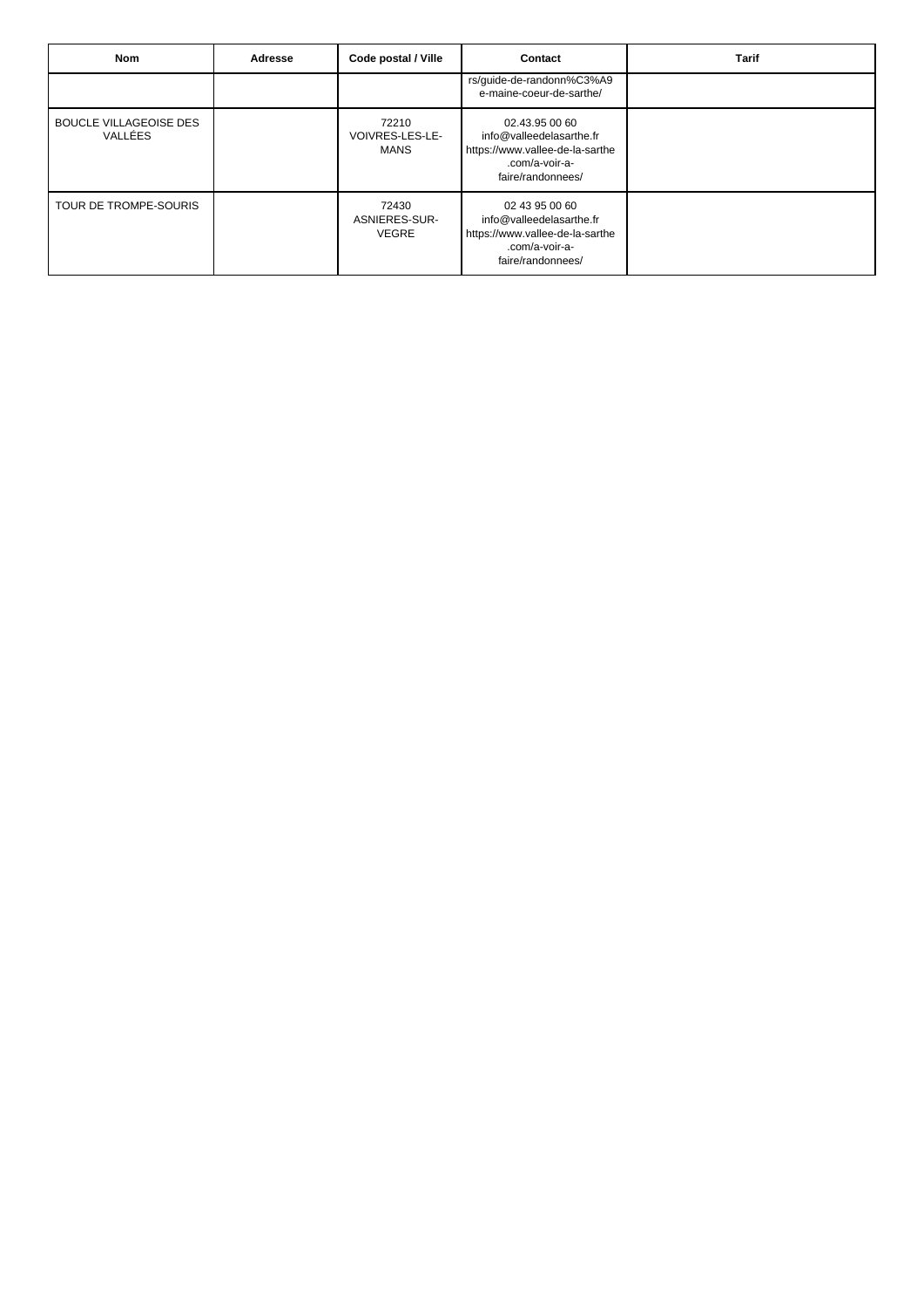| Nom | Adresse | Code postal / Ville | Contact | Tarif |
| --- | --- | --- | --- | --- |
| | | | rs/guide-de-randonn%C3%A9e-maine-coeur-de-sarthe/ | |
| BOUCLE VILLAGEOISE DES VALLÉES | | 72210 VOIVRES-LES-LE-MANS | 02.43.95 00 60 info@valleedelasarthe.fr https://www.vallee-de-la-sarthe.com/a-voir-a-faire/randonnees/ | |
| TOUR DE TROMPE-SOURIS | | 72430 ASNIERES-SUR-VEGRE | 02 43 95 00 60 info@valleedelasarthe.fr https://www.vallee-de-la-sarthe.com/a-voir-a-faire/randonnees/ | |